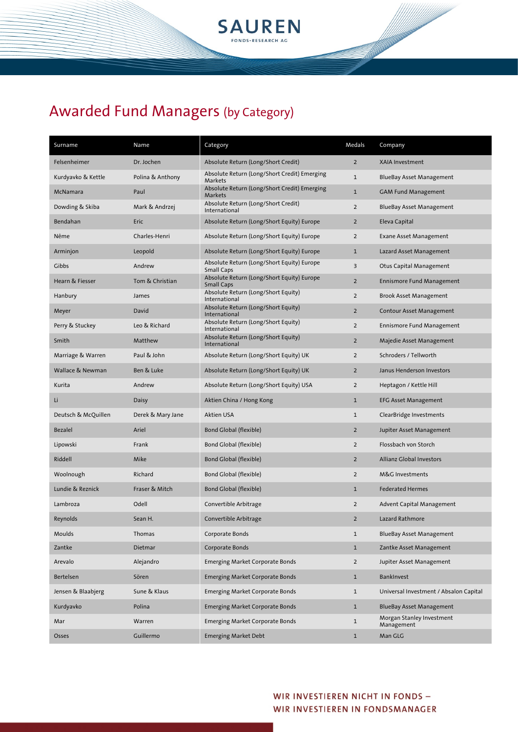# Awarded Fund Managers (by Category)

| Surname | Name | Category | Medals | Company |
|---|---|---|---|---|
| Felsenheimer | Dr. Jochen | Absolute Return (Long/Short Credit) | 2 | XAIA Investment |
| Kurdyavko & Kettle | Polina & Anthony | Absolute Return (Long/Short Credit) Emerging Markets | 1 | BlueBay Asset Management |
| McNamara | Paul | Absolute Return (Long/Short Credit) Emerging Markets | 1 | GAM Fund Management |
| Dowding & Skiba | Mark & Andrzej | Absolute Return (Long/Short Credit) International | 2 | BlueBay Asset Management |
| Bendahan | Eric | Absolute Return (Long/Short Equity) Europe | 2 | Eleva Capital |
| Nême | Charles-Henri | Absolute Return (Long/Short Equity) Europe | 2 | Exane Asset Management |
| Arminjon | Leopold | Absolute Return (Long/Short Equity) Europe | 1 | Lazard Asset Management |
| Gibbs | Andrew | Absolute Return (Long/Short Equity) Europe Small Caps | 3 | Otus Capital Management |
| Hearn & Fiesser | Tom & Christian | Absolute Return (Long/Short Equity) Europe Small Caps | 2 | Ennismore Fund Management |
| Hanbury | James | Absolute Return (Long/Short Equity) International | 2 | Brook Asset Management |
| Meyer | David | Absolute Return (Long/Short Equity) International | 2 | Contour Asset Management |
| Perry & Stuckey | Leo & Richard | Absolute Return (Long/Short Equity) International | 2 | Ennismore Fund Management |
| Smith | Matthew | Absolute Return (Long/Short Equity) International | 2 | Majedie Asset Management |
| Marriage & Warren | Paul & John | Absolute Return (Long/Short Equity) UK | 2 | Schroders / Tellworth |
| Wallace & Newman | Ben & Luke | Absolute Return (Long/Short Equity) UK | 2 | Janus Henderson Investors |
| Kurita | Andrew | Absolute Return (Long/Short Equity) USA | 2 | Heptagon / Kettle Hill |
| Li | Daisy | Aktien China / Hong Kong | 1 | EFG Asset Management |
| Deutsch & McQuillen | Derek & Mary Jane | Aktien USA | 1 | ClearBridge Investments |
| Bezalel | Ariel | Bond Global (flexible) | 2 | Jupiter Asset Management |
| Lipowski | Frank | Bond Global (flexible) | 2 | Flossbach von Storch |
| Riddell | Mike | Bond Global (flexible) | 2 | Allianz Global Investors |
| Woolnough | Richard | Bond Global (flexible) | 2 | M&G Investments |
| Lundie & Reznick | Fraser & Mitch | Bond Global (flexible) | 1 | Federated Hermes |
| Lambroza | Odell | Convertible Arbitrage | 2 | Advent Capital Management |
| Reynolds | Sean H. | Convertible Arbitrage | 2 | Lazard Rathmore |
| Moulds | Thomas | Corporate Bonds | 1 | BlueBay Asset Management |
| Zantke | Dietmar | Corporate Bonds | 1 | Zantke Asset Management |
| Arevalo | Alejandro | Emerging Market Corporate Bonds | 2 | Jupiter Asset Management |
| Bertelsen | Sören | Emerging Market Corporate Bonds | 1 | BankInvest |
| Jensen & Blaabjerg | Sune & Klaus | Emerging Market Corporate Bonds | 1 | Universal Investment / Absalon Capital |
| Kurdyavko | Polina | Emerging Market Corporate Bonds | 1 | BlueBay Asset Management |
| Mar | Warren | Emerging Market Corporate Bonds | 1 | Morgan Stanley Investment Management |
| Osses | Guillermo | Emerging Market Debt | 1 | Man GLG |

WIR INVESTIEREN NICHT IN FONDS –
WIR INVESTIEREN IN FONDSMANAGER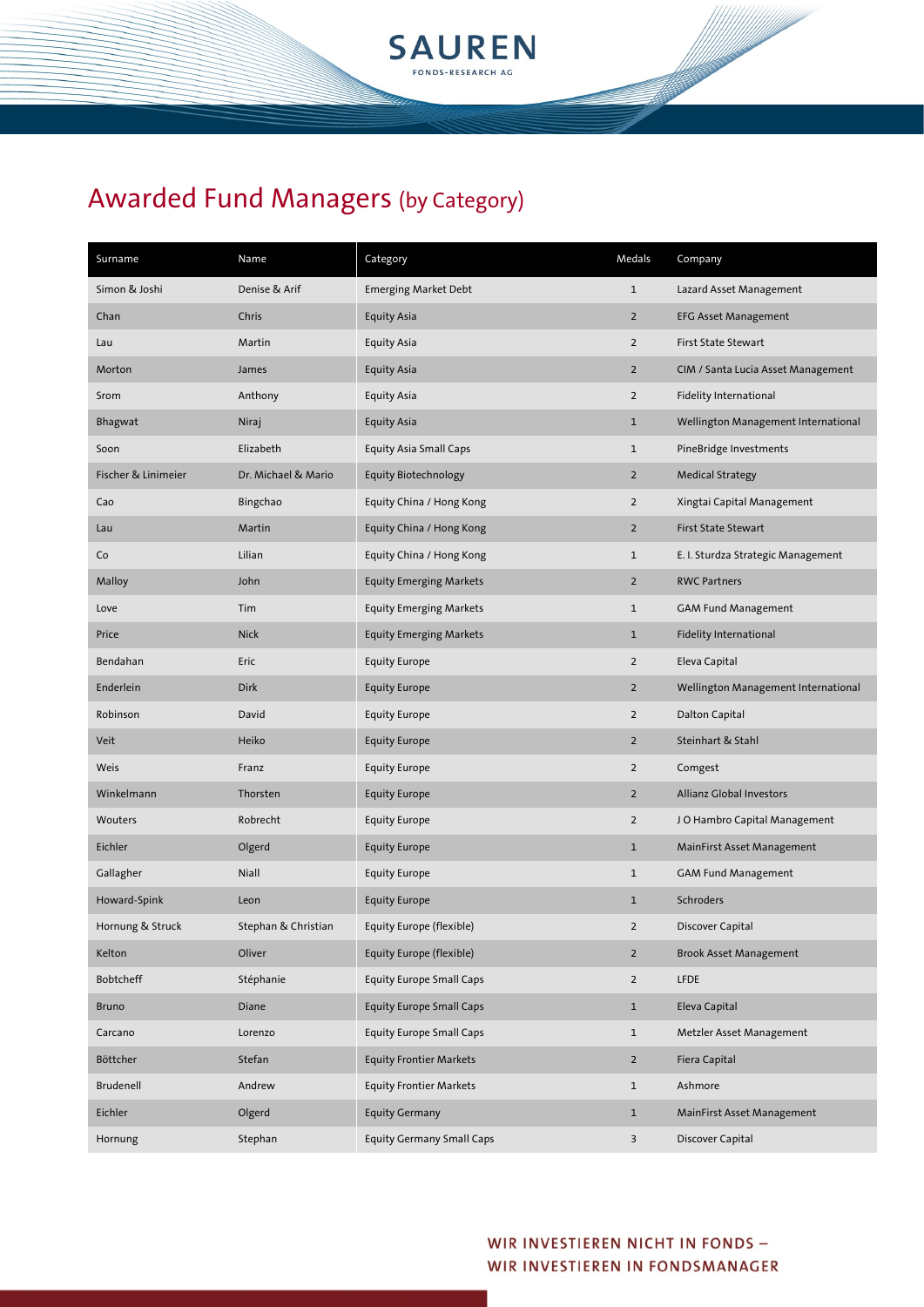# Awarded Fund Managers (by Category)

| Surname | Name | Category | Medals | Company |
|---|---|---|---|---|
| Simon & Joshi | Denise & Arif | Emerging Market Debt | 1 | Lazard Asset Management |
| Chan | Chris | Equity Asia | 2 | EFG Asset Management |
| Lau | Martin | Equity Asia | 2 | First State Stewart |
| Morton | James | Equity Asia | 2 | CIM / Santa Lucia Asset Management |
| Srom | Anthony | Equity Asia | 2 | Fidelity International |
| Bhagwat | Niraj | Equity Asia | 1 | Wellington Management International |
| Soon | Elizabeth | Equity Asia Small Caps | 1 | PineBridge Investments |
| Fischer & Linimeier | Dr. Michael & Mario | Equity Biotechnology | 2 | Medical Strategy |
| Cao | Bingchao | Equity China / Hong Kong | 2 | Xingtai Capital Management |
| Lau | Martin | Equity China / Hong Kong | 2 | First State Stewart |
| Co | Lilian | Equity China / Hong Kong | 1 | E. I. Sturdza Strategic Management |
| Malloy | John | Equity Emerging Markets | 2 | RWC Partners |
| Love | Tim | Equity Emerging Markets | 1 | GAM Fund Management |
| Price | Nick | Equity Emerging Markets | 1 | Fidelity International |
| Bendahan | Eric | Equity Europe | 2 | Eleva Capital |
| Enderlein | Dirk | Equity Europe | 2 | Wellington Management International |
| Robinson | David | Equity Europe | 2 | Dalton Capital |
| Veit | Heiko | Equity Europe | 2 | Steinhart & Stahl |
| Weis | Franz | Equity Europe | 2 | Comgest |
| Winkelmann | Thorsten | Equity Europe | 2 | Allianz Global Investors |
| Wouters | Robrecht | Equity Europe | 2 | J O Hambro Capital Management |
| Eichler | Olgerd | Equity Europe | 1 | MainFirst Asset Management |
| Gallagher | Niall | Equity Europe | 1 | GAM Fund Management |
| Howard-Spink | Leon | Equity Europe | 1 | Schroders |
| Hornung & Struck | Stephan & Christian | Equity Europe (flexible) | 2 | Discover Capital |
| Kelton | Oliver | Equity Europe (flexible) | 2 | Brook Asset Management |
| Bobtcheff | Stéphanie | Equity Europe Small Caps | 2 | LFDE |
| Bruno | Diane | Equity Europe Small Caps | 1 | Eleva Capital |
| Carcano | Lorenzo | Equity Europe Small Caps | 1 | Metzler Asset Management |
| Böttcher | Stefan | Equity Frontier Markets | 2 | Fiera Capital |
| Brudenell | Andrew | Equity Frontier Markets | 1 | Ashmore |
| Eichler | Olgerd | Equity Germany | 1 | MainFirst Asset Management |
| Hornung | Stephan | Equity Germany Small Caps | 3 | Discover Capital |

WIR INVESTIEREN NICHT IN FONDS –
WIR INVESTIEREN IN FONDSMANAGER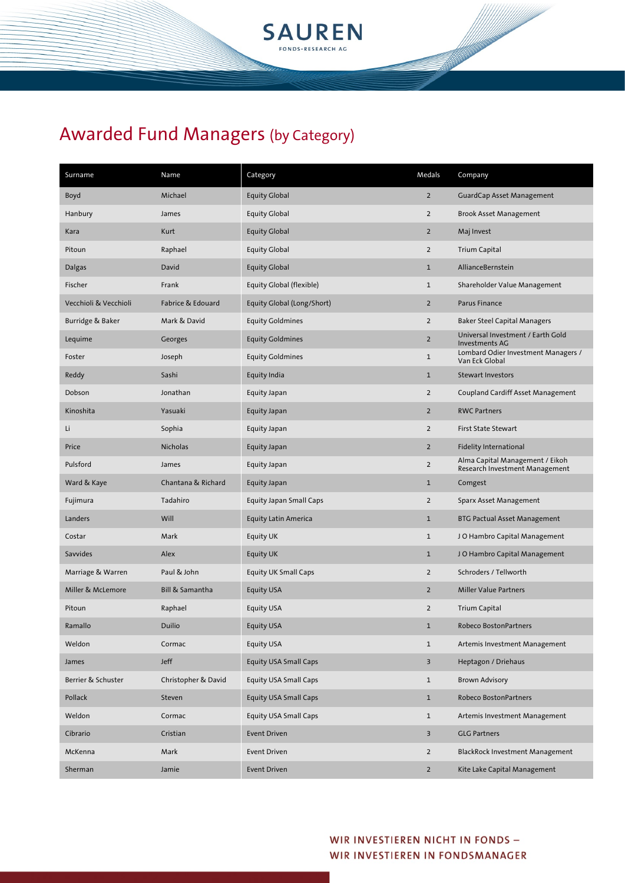# Awarded Fund Managers (by Category)

| Surname | Name | Category | Medals | Company |
|---|---|---|---|---|
| Boyd | Michael | Equity Global | 2 | GuardCap Asset Management |
| Hanbury | James | Equity Global | 2 | Brook Asset Management |
| Kara | Kurt | Equity Global | 2 | Maj Invest |
| Pitoun | Raphael | Equity Global | 2 | Trium Capital |
| Dalgas | David | Equity Global | 1 | AllianceBernstein |
| Fischer | Frank | Equity Global (flexible) | 1 | Shareholder Value Management |
| Vecchioli & Vecchioli | Fabrice & Edouard | Equity Global (Long/Short) | 2 | Parus Finance |
| Burridge & Baker | Mark & David | Equity Goldmines | 2 | Baker Steel Capital Managers |
| Lequime | Georges | Equity Goldmines | 2 | Universal Investment / Earth Gold Investments AG |
| Foster | Joseph | Equity Goldmines | 1 | Lombard Odier Investment Managers / Van Eck Global |
| Reddy | Sashi | Equity India | 1 | Stewart Investors |
| Dobson | Jonathan | Equity Japan | 2 | Coupland Cardiff Asset Management |
| Kinoshita | Yasuaki | Equity Japan | 2 | RWC Partners |
| Li | Sophia | Equity Japan | 2 | First State Stewart |
| Price | Nicholas | Equity Japan | 2 | Fidelity International |
| Pulsford | James | Equity Japan | 2 | Alma Capital Management / Eikoh Research Investment Management |
| Ward & Kaye | Chantana & Richard | Equity Japan | 1 | Comgest |
| Fujimura | Tadahiro | Equity Japan Small Caps | 2 | Sparx Asset Management |
| Landers | Will | Equity Latin America | 1 | BTG Pactual Asset Management |
| Costar | Mark | Equity UK | 1 | J O Hambro Capital Management |
| Savvides | Alex | Equity UK | 1 | J O Hambro Capital Management |
| Marriage & Warren | Paul & John | Equity UK Small Caps | 2 | Schroders / Tellworth |
| Miller & McLemore | Bill & Samantha | Equity USA | 2 | Miller Value Partners |
| Pitoun | Raphael | Equity USA | 2 | Trium Capital |
| Ramallo | Duilio | Equity USA | 1 | Robeco BostonPartners |
| Weldon | Cormac | Equity USA | 1 | Artemis Investment Management |
| James | Jeff | Equity USA Small Caps | 3 | Heptagon / Driehaus |
| Berrier & Schuster | Christopher & David | Equity USA Small Caps | 1 | Brown Advisory |
| Pollack | Steven | Equity USA Small Caps | 1 | Robeco BostonPartners |
| Weldon | Cormac | Equity USA Small Caps | 1 | Artemis Investment Management |
| Cibrario | Cristian | Event Driven | 3 | GLG Partners |
| McKenna | Mark | Event Driven | 2 | BlackRock Investment Management |
| Sherman | Jamie | Event Driven | 2 | Kite Lake Capital Management |

WIR INVESTIEREN NICHT IN FONDS –
WIR INVESTIEREN IN FONDSMANAGER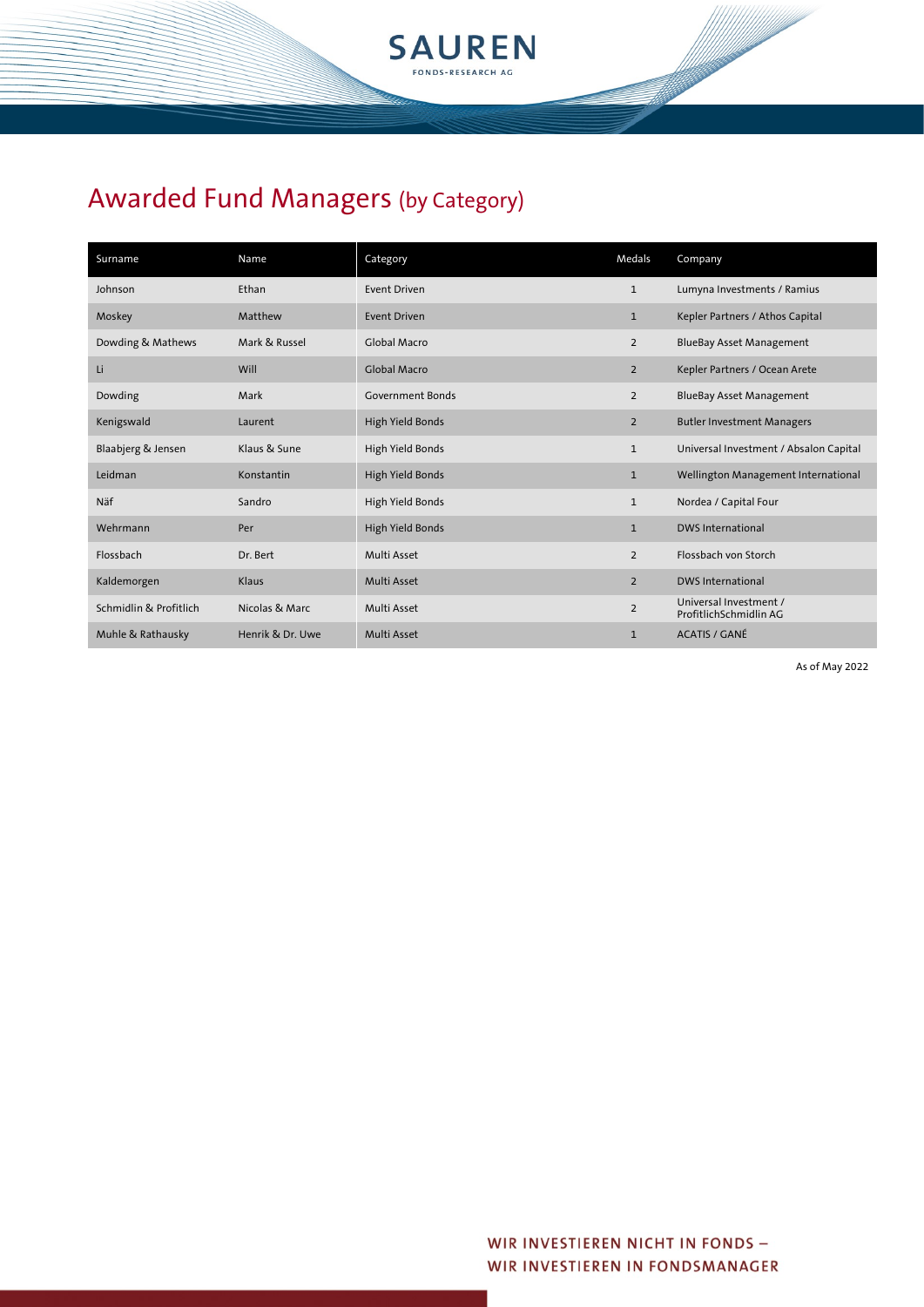# Awarded Fund Managers (by Category)

| Surname | Name | Category | Medals | Company |
|---|---|---|---|---|
| Johnson | Ethan | Event Driven | 1 | Lumyna Investments / Ramius |
| Moskey | Matthew | Event Driven | 1 | Kepler Partners / Athos Capital |
| Dowding & Mathews | Mark & Russel | Global Macro | 2 | BlueBay Asset Management |
| Li | Will | Global Macro | 2 | Kepler Partners / Ocean Arete |
| Dowding | Mark | Government Bonds | 2 | BlueBay Asset Management |
| Kenigswald | Laurent | High Yield Bonds | 2 | Butler Investment Managers |
| Blaabjerg & Jensen | Klaus & Sune | High Yield Bonds | 1 | Universal Investment / Absalon Capital |
| Leidman | Konstantin | High Yield Bonds | 1 | Wellington Management International |
| Näf | Sandro | High Yield Bonds | 1 | Nordea / Capital Four |
| Wehrmann | Per | High Yield Bonds | 1 | DWS International |
| Flossbach | Dr. Bert | Multi Asset | 2 | Flossbach von Storch |
| Kaldemorgen | Klaus | Multi Asset | 2 | DWS International |
| Schmidlin & Profitlich | Nicolas & Marc | Multi Asset | 2 | Universal Investment / ProfitlichSchmidlin AG |
| Muhle & Rathausky | Henrik & Dr. Uwe | Multi Asset | 1 | ACATIS / GANÉ |

As of May 2022

WIR INVESTIEREN NICHT IN FONDS –
WIR INVESTIEREN IN FONDSMANAGER